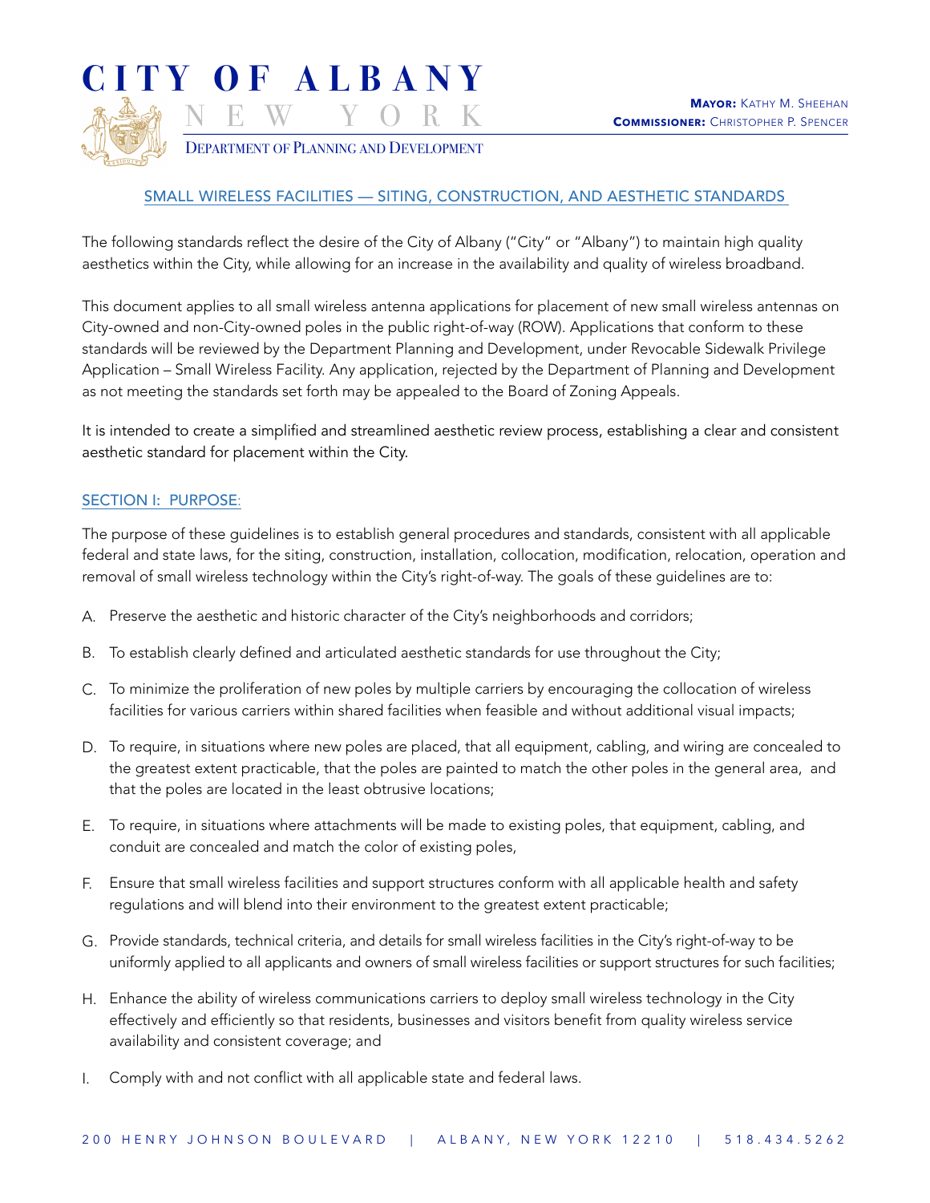# CITY OF ALBANY

## NEW YORK

DEPARTMENT OF PLANNING AND DEVELOPMENT

**MAYOR:** KATHY M. SHEEHAN
**COMMISSIONER:** CHRISTOPHER P. SPENCER

## SMALL WIRELESS FACILITIES — SITING, CONSTRUCTION, AND AESTHETIC STANDARDS

The following standards reflect the desire of the City of Albany ("City" or "Albany") to maintain high quality aesthetics within the City, while allowing for an increase in the availability and quality of wireless broadband.

This document applies to all small wireless antenna applications for placement of new small wireless antennas on City-owned and non-City-owned poles in the public right-of-way (ROW). Applications that conform to these standards will be reviewed by the Department Planning and Development, under Revocable Sidewalk Privilege Application – Small Wireless Facility. Any application, rejected by the Department of Planning and Development as not meeting the standards set forth may be appealed to the Board of Zoning Appeals.

It is intended to create a simplified and streamlined aesthetic review process, establishing a clear and consistent aesthetic standard for placement within the City.

### SECTION I: PURPOSE:

The purpose of these guidelines is to establish general procedures and standards, consistent with all applicable federal and state laws, for the siting, construction, installation, collocation, modification, relocation, operation and removal of small wireless technology within the City's right-of-way. The goals of these guidelines are to:

A. Preserve the aesthetic and historic character of the City's neighborhoods and corridors;

B. To establish clearly defined and articulated aesthetic standards for use throughout the City;

C. To minimize the proliferation of new poles by multiple carriers by encouraging the collocation of wireless facilities for various carriers within shared facilities when feasible and without additional visual impacts;

D. To require, in situations where new poles are placed, that all equipment, cabling, and wiring are concealed to the greatest extent practicable, that the poles are painted to match the other poles in the general area, and that the poles are located in the least obtrusive locations;

E. To require, in situations where attachments will be made to existing poles, that equipment, cabling, and conduit are concealed and match the color of existing poles,

F. Ensure that small wireless facilities and support structures conform with all applicable health and safety regulations and will blend into their environment to the greatest extent practicable;

G. Provide standards, technical criteria, and details for small wireless facilities in the City's right-of-way to be uniformly applied to all applicants and owners of small wireless facilities or support structures for such facilities;

H. Enhance the ability of wireless communications carriers to deploy small wireless technology in the City effectively and efficiently so that residents, businesses and visitors benefit from quality wireless service availability and consistent coverage; and

I. Comply with and not conflict with all applicable state and federal laws.

200 HENRY JOHNSON BOULEVARD | ALBANY, NEW YORK 12210 | 518.434.5262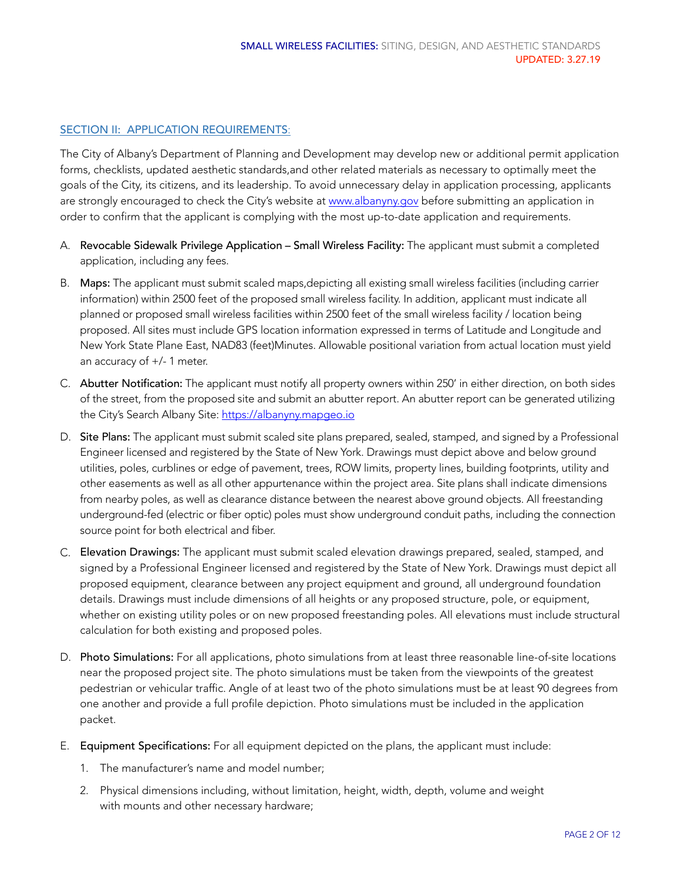## SECTION II: APPLICATION REQUIREMENTS:

The City of Albany's Department of Planning and Development may develop new or additional permit application forms, checklists, updated aesthetic standards,and other related materials as necessary to optimally meet the goals of the City, its citizens, and its leadership. To avoid unnecessary delay in application processing, applicants are strongly encouraged to check the City's website at www.albanyny.gov before submitting an application in order to confirm that the applicant is complying with the most up-to-date application and requirements.

A. **Revocable Sidewalk Privilege Application – Small Wireless Facility:** The applicant must submit a completed application, including any fees.

B. **Maps:** The applicant must submit scaled maps,depicting all existing small wireless facilities (including carrier information) within 2500 feet of the proposed small wireless facility. In addition, applicant must indicate all planned or proposed small wireless facilities within 2500 feet of the small wireless facility / location being proposed. All sites must include GPS location information expressed in terms of Latitude and Longitude and New York State Plane East, NAD83 (feet)Minutes. Allowable positional variation from actual location must yield an accuracy of +/- 1 meter.

C. **Abutter Notification:** The applicant must notify all property owners within 250' in either direction, on both sides of the street, from the proposed site and submit an abutter report. An abutter report can be generated utilizing the City's Search Albany Site: https://albanyny.mapgeo.io

D. **Site Plans:** The applicant must submit scaled site plans prepared, sealed, stamped, and signed by a Professional Engineer licensed and registered by the State of New York. Drawings must depict above and below ground utilities, poles, curblines or edge of pavement, trees, ROW limits, property lines, building footprints, utility and other easements as well as all other appurtenance within the project area. Site plans shall indicate dimensions from nearby poles, as well as clearance distance between the nearest above ground objects. All freestanding underground-fed (electric or fiber optic) poles must show underground conduit paths, including the connection source point for both electrical and fiber.

C. **Elevation Drawings:** The applicant must submit scaled elevation drawings prepared, sealed, stamped, and signed by a Professional Engineer licensed and registered by the State of New York. Drawings must depict all proposed equipment, clearance between any project equipment and ground, all underground foundation details. Drawings must include dimensions of all heights or any proposed structure, pole, or equipment, whether on existing utility poles or on new proposed freestanding poles. All elevations must include structural calculation for both existing and proposed poles.

D. **Photo Simulations:** For all applications, photo simulations from at least three reasonable line-of-site locations near the proposed project site. The photo simulations must be taken from the viewpoints of the greatest pedestrian or vehicular traffic. Angle of at least two of the photo simulations must be at least 90 degrees from one another and provide a full profile depiction. Photo simulations must be included in the application packet.

E. **Equipment Specifications:** For all equipment depicted on the plans, the applicant must include:

1. The manufacturer's name and model number;
2. Physical dimensions including, without limitation, height, width, depth, volume and weight with mounts and other necessary hardware;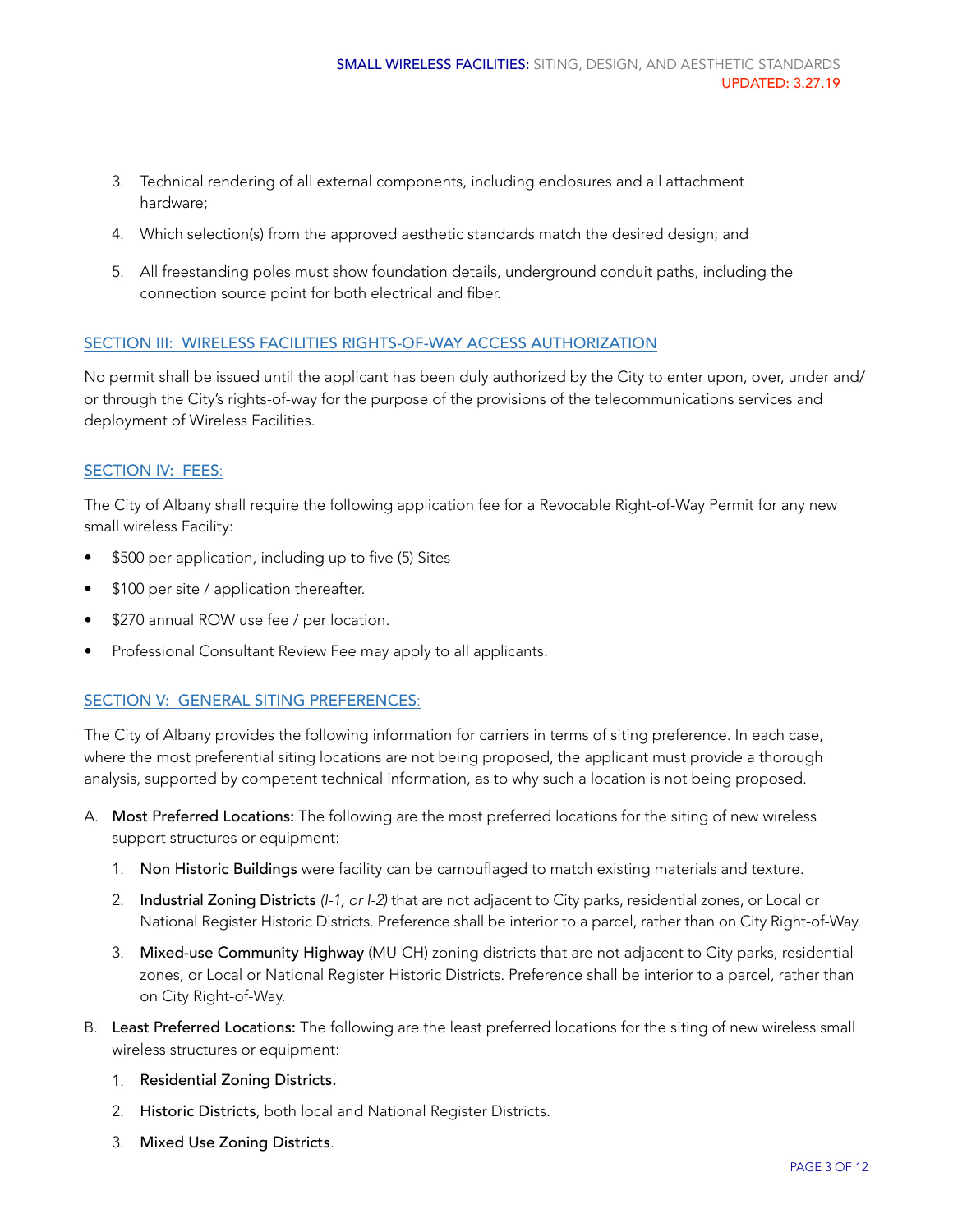3. Technical rendering of all external components, including enclosures and all attachment hardware;

4. Which selection(s) from the approved aesthetic standards match the desired design; and

5. All freestanding poles must show foundation details, underground conduit paths, including the connection source point for both electrical and fiber.

## SECTION III: WIRELESS FACILITIES RIGHTS-OF-WAY ACCESS AUTHORIZATION

No permit shall be issued until the applicant has been duly authorized by the City to enter upon, over, under and/or through the City's rights-of-way for the purpose of the provisions of the telecommunications services and deployment of Wireless Facilities.

## SECTION IV: FEES:

The City of Albany shall require the following application fee for a Revocable Right-of-Way Permit for any new small wireless Facility:

- $500 per application, including up to five (5) Sites
- $100 per site / application thereafter.
- $270 annual ROW use fee / per location.
- Professional Consultant Review Fee may apply to all applicants.

## SECTION V: GENERAL SITING PREFERENCES:

The City of Albany provides the following information for carriers in terms of siting preference. In each case, where the most preferential siting locations are not being proposed, the applicant must provide a thorough analysis, supported by competent technical information, as to why such a location is not being proposed.

A. **Most Preferred Locations:** The following are the most preferred locations for the siting of new wireless support structures or equipment:

   1. **Non Historic Buildings** were facility can be camouflaged to match existing materials and texture.

   2. **Industrial Zoning Districts** *(I-1, or I-2)* that are not adjacent to City parks, residential zones, or Local or National Register Historic Districts. Preference shall be interior to a parcel, rather than on City Right-of-Way.

   3. **Mixed-use Community Highway** (MU-CH) zoning districts that are not adjacent to City parks, residential zones, or Local or National Register Historic Districts. Preference shall be interior to a parcel, rather than on City Right-of-Way.

B. **Least Preferred Locations:** The following are the least preferred locations for the siting of new wireless small wireless structures or equipment:

   1. **Residential Zoning Districts.**

   2. **Historic Districts**, both local and National Register Districts.

   3. **Mixed Use Zoning Districts**.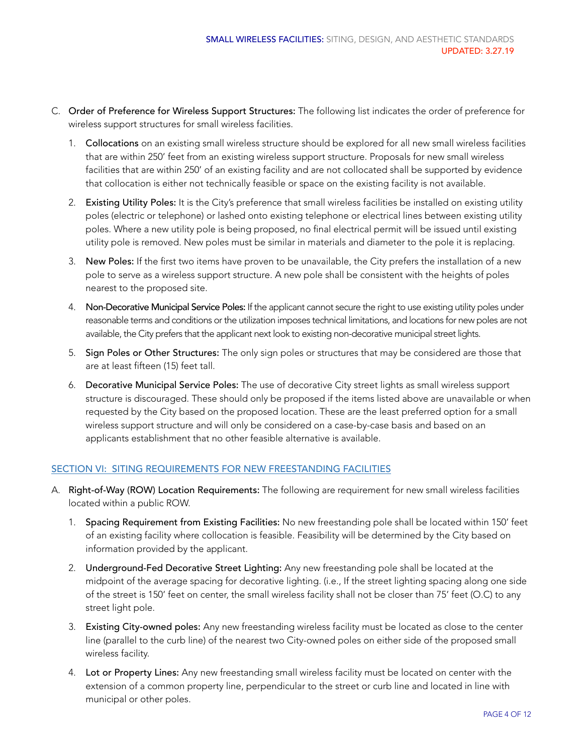C. **Order of Preference for Wireless Support Structures:** The following list indicates the order of preference for wireless support structures for small wireless facilities.

   1. **Collocations** on an existing small wireless structure should be explored for all new small wireless facilities that are within 250' feet from an existing wireless support structure. Proposals for new small wireless facilities that are within 250' of an existing facility and are not collocated shall be supported by evidence that collocation is either not technically feasible or space on the existing facility is not available.

   2. **Existing Utility Poles:** It is the City's preference that small wireless facilities be installed on existing utility poles (electric or telephone) or lashed onto existing telephone or electrical lines between existing utility poles. Where a new utility pole is being proposed, no final electrical permit will be issued until existing utility pole is removed. New poles must be similar in materials and diameter to the pole it is replacing.

   3. **New Poles:** If the first two items have proven to be unavailable, the City prefers the installation of a new pole to serve as a wireless support structure. A new pole shall be consistent with the heights of poles nearest to the proposed site.

   4. **Non-Decorative Municipal Service Poles:** If the applicant cannot secure the right to use existing utility poles under reasonable terms and conditions or the utilization imposes technical limitations, and locations for new poles are not available, the City prefers that the applicant next look to existing non-decorative municipal street lights.

   5. **Sign Poles or Other Structures:** The only sign poles or structures that may be considered are those that are at least fifteen (15) feet tall.

   6. **Decorative Municipal Service Poles:** The use of decorative City street lights as small wireless support structure is discouraged. These should only be proposed if the items listed above are unavailable or when requested by the City based on the proposed location. These are the least preferred option for a small wireless support structure and will only be considered on a case-by-case basis and based on an applicants establishment that no other feasible alternative is available.

## SECTION VI: SITING REQUIREMENTS FOR NEW FREESTANDING FACILITIES

A. **Right-of-Way (ROW) Location Requirements:** The following are requirement for new small wireless facilities located within a public ROW.

   1. **Spacing Requirement from Existing Facilities:** No new freestanding pole shall be located within 150' feet of an existing facility where collocation is feasible. Feasibility will be determined by the City based on information provided by the applicant.

   2. **Underground-Fed Decorative Street Lighting:** Any new freestanding pole shall be located at the midpoint of the average spacing for decorative lighting. (i.e., If the street lighting spacing along one side of the street is 150' feet on center, the small wireless facility shall not be closer than 75' feet (O.C) to any street light pole.

   3. **Existing City-owned poles:** Any new freestanding wireless facility must be located as close to the center line (parallel to the curb line) of the nearest two City-owned poles on either side of the proposed small wireless facility.

   4. **Lot or Property Lines:** Any new freestanding small wireless facility must be located on center with the extension of a common property line, perpendicular to the street or curb line and located in line with municipal or other poles.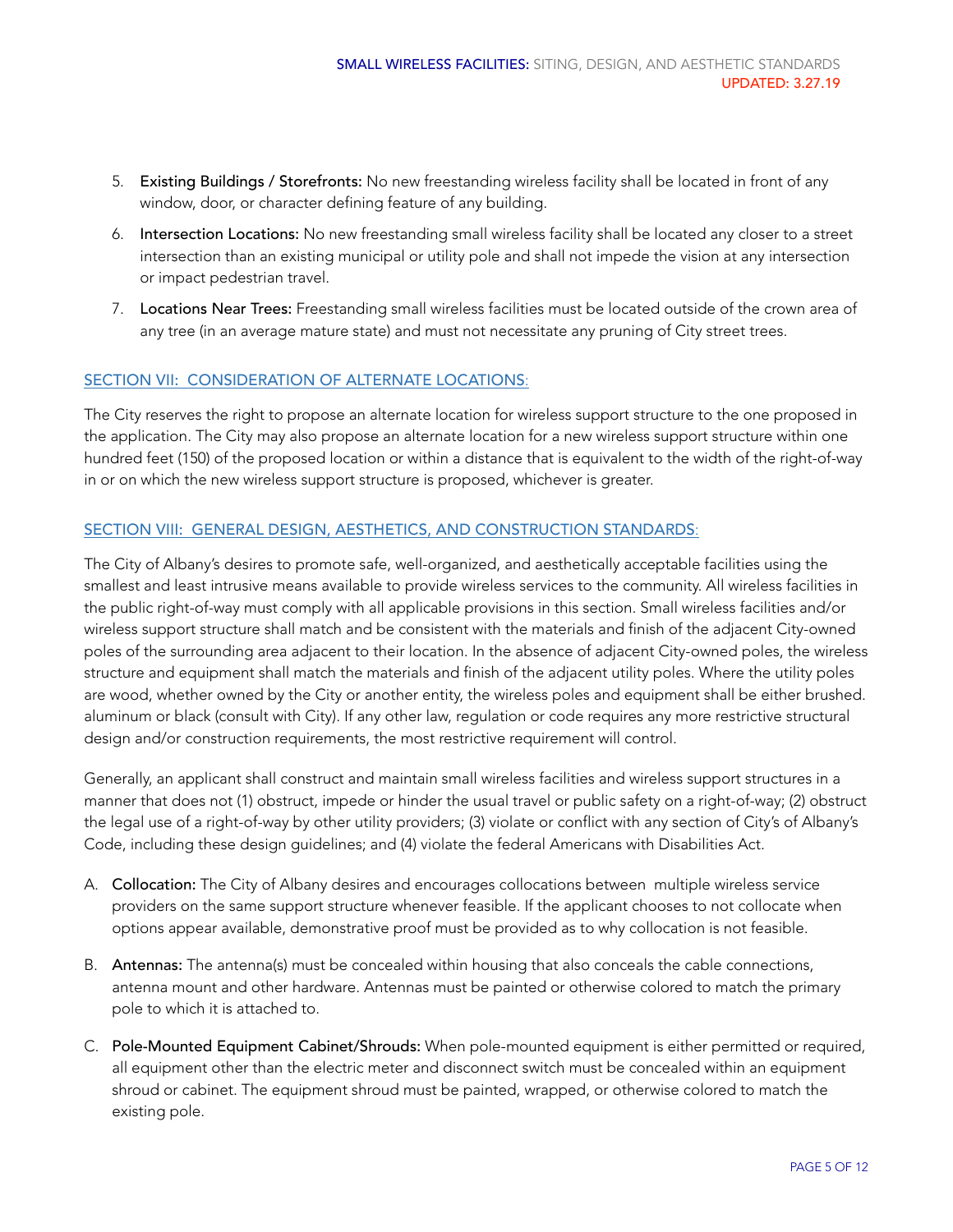5. **Existing Buildings / Storefronts:** No new freestanding wireless facility shall be located in front of any window, door, or character defining feature of any building.

6. **Intersection Locations:** No new freestanding small wireless facility shall be located any closer to a street intersection than an existing municipal or utility pole and shall not impede the vision at any intersection or impact pedestrian travel.

7. **Locations Near Trees:** Freestanding small wireless facilities must be located outside of the crown area of any tree (in an average mature state) and must not necessitate any pruning of City street trees.

## SECTION VII: CONSIDERATION OF ALTERNATE LOCATIONS:

The City reserves the right to propose an alternate location for wireless support structure to the one proposed in the application. The City may also propose an alternate location for a new wireless support structure within one hundred feet (150) of the proposed location or within a distance that is equivalent to the width of the right-of-way in or on which the new wireless support structure is proposed, whichever is greater.

## SECTION VIII: GENERAL DESIGN, AESTHETICS, AND CONSTRUCTION STANDARDS:

The City of Albany's desires to promote safe, well-organized, and aesthetically acceptable facilities using the smallest and least intrusive means available to provide wireless services to the community. All wireless facilities in the public right-of-way must comply with all applicable provisions in this section. Small wireless facilities and/or wireless support structure shall match and be consistent with the materials and finish of the adjacent City-owned poles of the surrounding area adjacent to their location. In the absence of adjacent City-owned poles, the wireless structure and equipment shall match the materials and finish of the adjacent utility poles. Where the utility poles are wood, whether owned by the City or another entity, the wireless poles and equipment shall be either brushed. aluminum or black (consult with City). If any other law, regulation or code requires any more restrictive structural design and/or construction requirements, the most restrictive requirement will control.

Generally, an applicant shall construct and maintain small wireless facilities and wireless support structures in a manner that does not (1) obstruct, impede or hinder the usual travel or public safety on a right-of-way; (2) obstruct the legal use of a right-of-way by other utility providers; (3) violate or conflict with any section of City's of Albany's Code, including these design guidelines; and (4) violate the federal Americans with Disabilities Act.

A. **Collocation:** The City of Albany desires and encourages collocations between multiple wireless service providers on the same support structure whenever feasible. If the applicant chooses to not collocate when options appear available, demonstrative proof must be provided as to why collocation is not feasible.

B. **Antennas:** The antenna(s) must be concealed within housing that also conceals the cable connections, antenna mount and other hardware. Antennas must be painted or otherwise colored to match the primary pole to which it is attached to.

C. **Pole-Mounted Equipment Cabinet/Shrouds:** When pole-mounted equipment is either permitted or required, all equipment other than the electric meter and disconnect switch must be concealed within an equipment shroud or cabinet. The equipment shroud must be painted, wrapped, or otherwise colored to match the existing pole.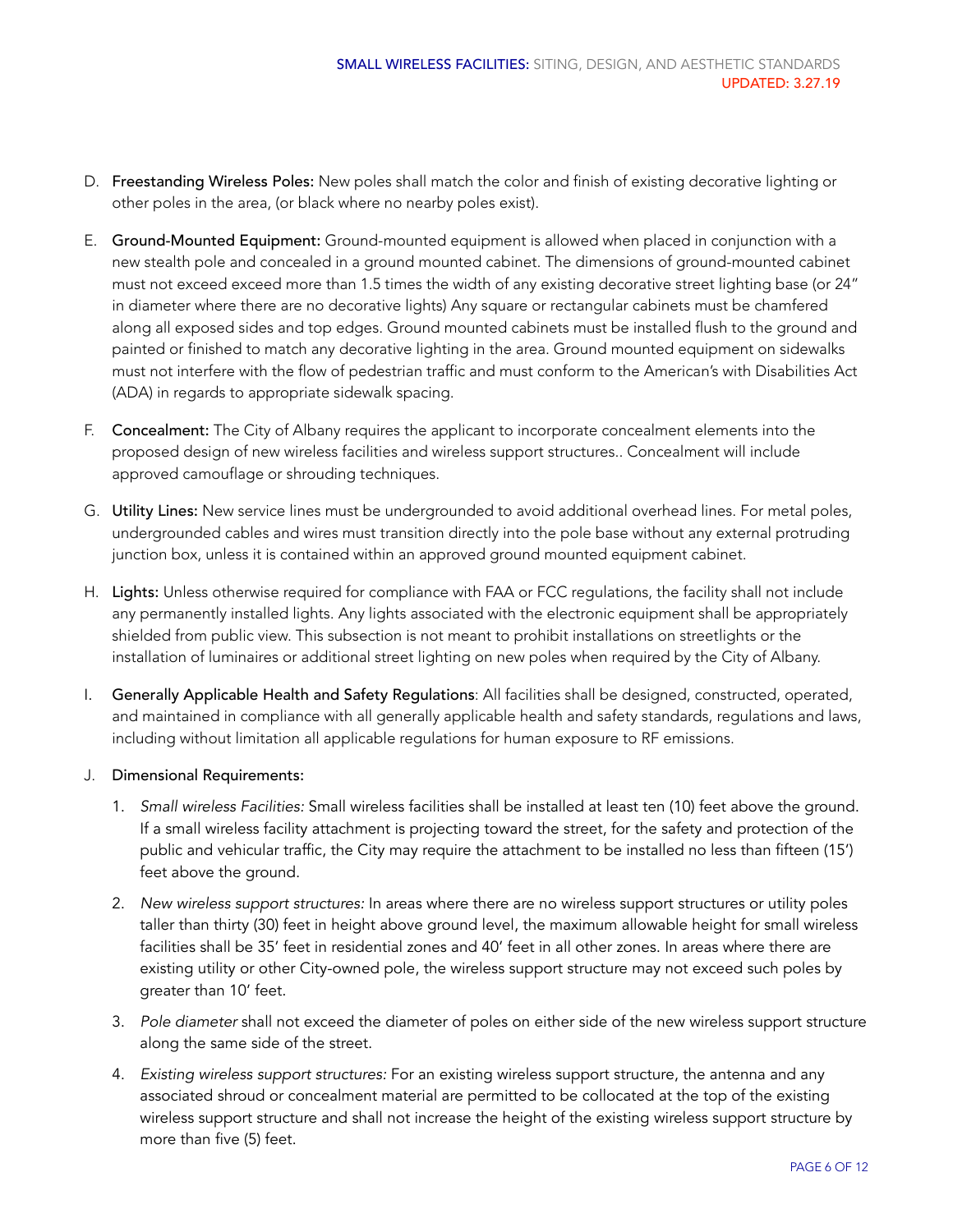D. **Freestanding Wireless Poles:** New poles shall match the color and finish of existing decorative lighting or other poles in the area, (or black where no nearby poles exist).

E. **Ground-Mounted Equipment:** Ground-mounted equipment is allowed when placed in conjunction with a new stealth pole and concealed in a ground mounted cabinet. The dimensions of ground-mounted cabinet must not exceed exceed more than 1.5 times the width of any existing decorative street lighting base (or 24" in diameter where there are no decorative lights) Any square or rectangular cabinets must be chamfered along all exposed sides and top edges. Ground mounted cabinets must be installed flush to the ground and painted or finished to match any decorative lighting in the area. Ground mounted equipment on sidewalks must not interfere with the flow of pedestrian traffic and must conform to the American's with Disabilities Act (ADA) in regards to appropriate sidewalk spacing.

F. **Concealment:** The City of Albany requires the applicant to incorporate concealment elements into the proposed design of new wireless facilities and wireless support structures.. Concealment will include approved camouflage or shrouding techniques.

G. **Utility Lines:** New service lines must be undergrounded to avoid additional overhead lines. For metal poles, undergrounded cables and wires must transition directly into the pole base without any external protruding junction box, unless it is contained within an approved ground mounted equipment cabinet.

H. **Lights:** Unless otherwise required for compliance with FAA or FCC regulations, the facility shall not include any permanently installed lights. Any lights associated with the electronic equipment shall be appropriately shielded from public view. This subsection is not meant to prohibit installations on streetlights or the installation of luminaires or additional street lighting on new poles when required by the City of Albany.

I. **Generally Applicable Health and Safety Regulations**: All facilities shall be designed, constructed, operated, and maintained in compliance with all generally applicable health and safety standards, regulations and laws, including without limitation all applicable regulations for human exposure to RF emissions.

J. **Dimensional Requirements:**

1. *Small wireless Facilities:* Small wireless facilities shall be installed at least ten (10) feet above the ground. If a small wireless facility attachment is projecting toward the street, for the safety and protection of the public and vehicular traffic, the City may require the attachment to be installed no less than fifteen (15') feet above the ground.

2. *New wireless support structures:* In areas where there are no wireless support structures or utility poles taller than thirty (30) feet in height above ground level, the maximum allowable height for small wireless facilities shall be 35' feet in residential zones and 40' feet in all other zones. In areas where there are existing utility or other City-owned pole, the wireless support structure may not exceed such poles by greater than 10' feet.

3. *Pole diameter* shall not exceed the diameter of poles on either side of the new wireless support structure along the same side of the street.

4. *Existing wireless support structures:* For an existing wireless support structure, the antenna and any associated shroud or concealment material are permitted to be collocated at the top of the existing wireless support structure and shall not increase the height of the existing wireless support structure by more than five (5) feet.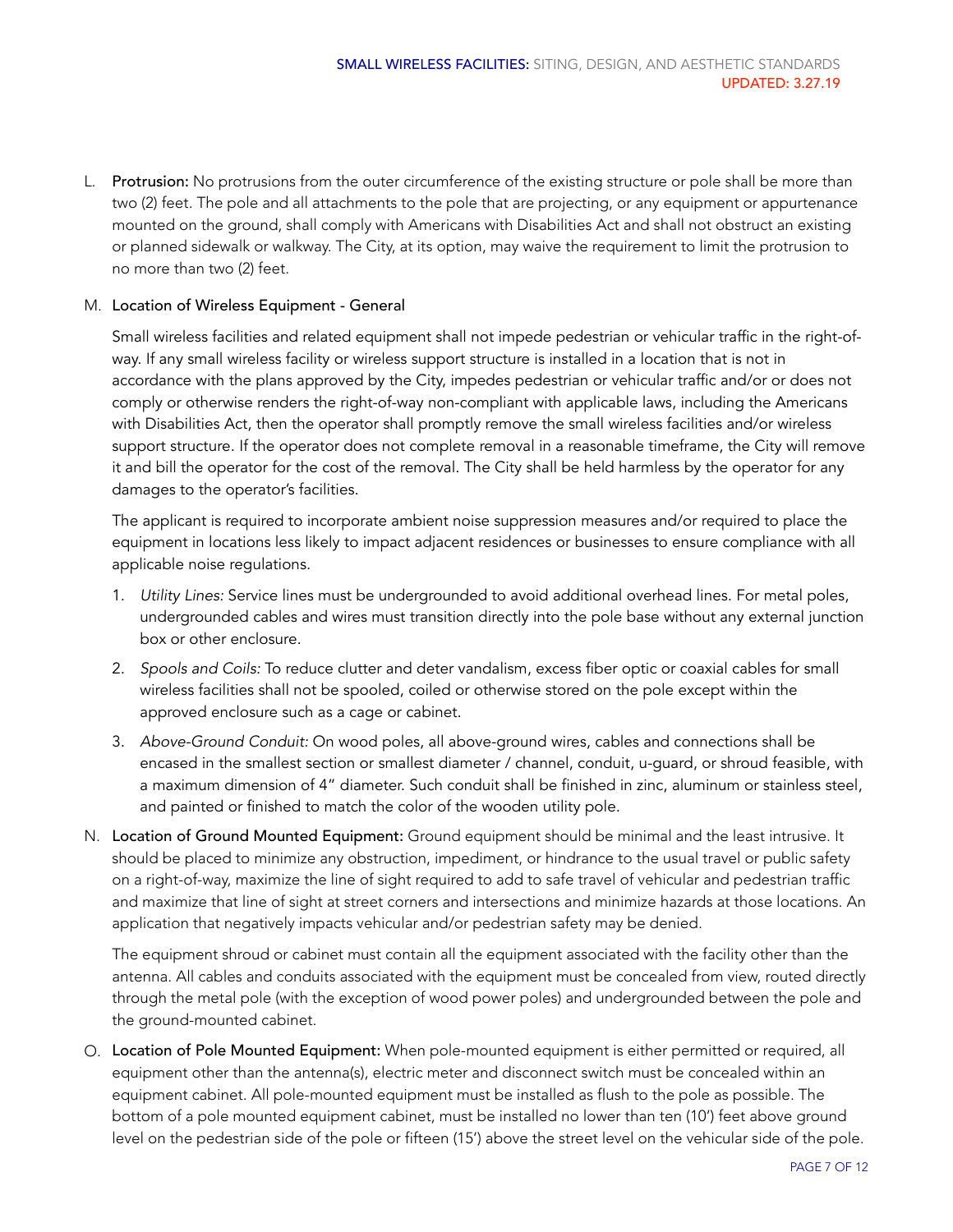L. **Protrusion:** No protrusions from the outer circumference of the existing structure or pole shall be more than two (2) feet. The pole and all attachments to the pole that are projecting, or any equipment or appurtenance mounted on the ground, shall comply with Americans with Disabilities Act and shall not obstruct an existing or planned sidewalk or walkway. The City, at its option, may waive the requirement to limit the protrusion to no more than two (2) feet.

M. **Location of Wireless Equipment - General**

Small wireless facilities and related equipment shall not impede pedestrian or vehicular traffic in the right-of-way. If any small wireless facility or wireless support structure is installed in a location that is not in accordance with the plans approved by the City, impedes pedestrian or vehicular traffic and/or or does not comply or otherwise renders the right-of-way non-compliant with applicable laws, including the Americans with Disabilities Act, then the operator shall promptly remove the small wireless facilities and/or wireless support structure. If the operator does not complete removal in a reasonable timeframe, the City will remove it and bill the operator for the cost of the removal. The City shall be held harmless by the operator for any damages to the operator's facilities.

The applicant is required to incorporate ambient noise suppression measures and/or required to place the equipment in locations less likely to impact adjacent residences or businesses to ensure compliance with all applicable noise regulations.

1. *Utility Lines:* Service lines must be undergrounded to avoid additional overhead lines. For metal poles, undergrounded cables and wires must transition directly into the pole base without any external junction box or other enclosure.
2. *Spools and Coils:* To reduce clutter and deter vandalism, excess fiber optic or coaxial cables for small wireless facilities shall not be spooled, coiled or otherwise stored on the pole except within the approved enclosure such as a cage or cabinet.
3. *Above-Ground Conduit:* On wood poles, all above-ground wires, cables and connections shall be encased in the smallest section or smallest diameter / channel, conduit, u-guard, or shroud feasible, with a maximum dimension of 4" diameter. Such conduit shall be finished in zinc, aluminum or stainless steel, and painted or finished to match the color of the wooden utility pole.

N. **Location of Ground Mounted Equipment:** Ground equipment should be minimal and the least intrusive. It should be placed to minimize any obstruction, impediment, or hindrance to the usual travel or public safety on a right-of-way, maximize the line of sight required to add to safe travel of vehicular and pedestrian traffic and maximize that line of sight at street corners and intersections and minimize hazards at those locations. An application that negatively impacts vehicular and/or pedestrian safety may be denied.

The equipment shroud or cabinet must contain all the equipment associated with the facility other than the antenna. All cables and conduits associated with the equipment must be concealed from view, routed directly through the metal pole (with the exception of wood power poles) and undergrounded between the pole and the ground-mounted cabinet.

O. **Location of Pole Mounted Equipment:** When pole-mounted equipment is either permitted or required, all equipment other than the antenna(s), electric meter and disconnect switch must be concealed within an equipment cabinet. All pole-mounted equipment must be installed as flush to the pole as possible. The bottom of a pole mounted equipment cabinet, must be installed no lower than ten (10') feet above ground level on the pedestrian side of the pole or fifteen (15') above the street level on the vehicular side of the pole.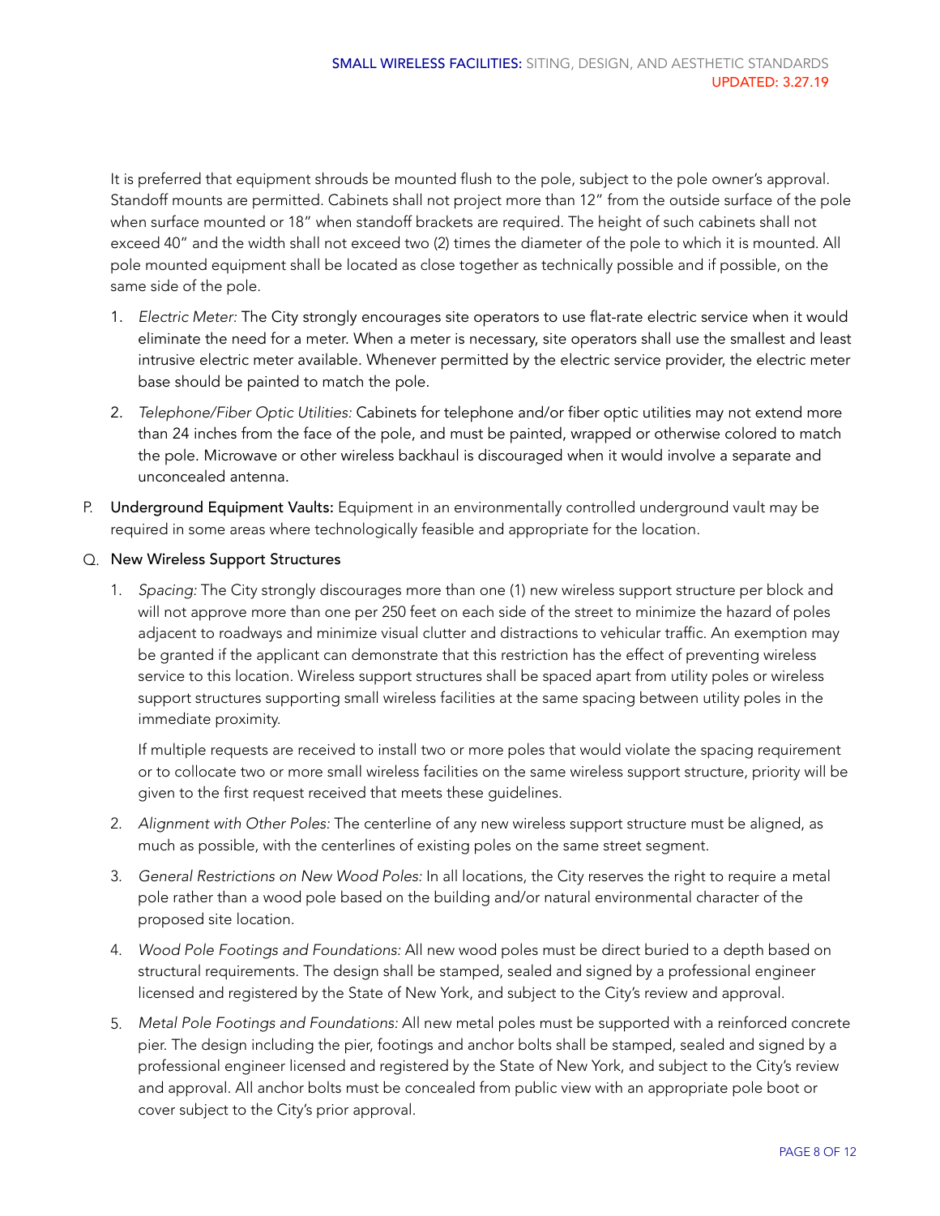It is preferred that equipment shrouds be mounted flush to the pole, subject to the pole owner's approval. Standoff mounts are permitted. Cabinets shall not project more than 12" from the outside surface of the pole when surface mounted or 18" when standoff brackets are required. The height of such cabinets shall not exceed 40" and the width shall not exceed two (2) times the diameter of the pole to which it is mounted. All pole mounted equipment shall be located as close together as technically possible and if possible, on the same side of the pole.

1. *Electric Meter:* The City strongly encourages site operators to use flat-rate electric service when it would eliminate the need for a meter. When a meter is necessary, site operators shall use the smallest and least intrusive electric meter available. Whenever permitted by the electric service provider, the electric meter base should be painted to match the pole.

2. *Telephone/Fiber Optic Utilities:* Cabinets for telephone and/or fiber optic utilities may not extend more than 24 inches from the face of the pole, and must be painted, wrapped or otherwise colored to match the pole. Microwave or other wireless backhaul is discouraged when it would involve a separate and unconcealed antenna.

P. **Underground Equipment Vaults:** Equipment in an environmentally controlled underground vault may be required in some areas where technologically feasible and appropriate for the location.

Q. **New Wireless Support Structures**

1. *Spacing:* The City strongly discourages more than one (1) new wireless support structure per block and will not approve more than one per 250 feet on each side of the street to minimize the hazard of poles adjacent to roadways and minimize visual clutter and distractions to vehicular traffic. An exemption may be granted if the applicant can demonstrate that this restriction has the effect of preventing wireless service to this location. Wireless support structures shall be spaced apart from utility poles or wireless support structures supporting small wireless facilities at the same spacing between utility poles in the immediate proximity.

   If multiple requests are received to install two or more poles that would violate the spacing requirement or to collocate two or more small wireless facilities on the same wireless support structure, priority will be given to the first request received that meets these guidelines.

2. *Alignment with Other Poles:* The centerline of any new wireless support structure must be aligned, as much as possible, with the centerlines of existing poles on the same street segment.

3. *General Restrictions on New Wood Poles:* In all locations, the City reserves the right to require a metal pole rather than a wood pole based on the building and/or natural environmental character of the proposed site location.

4. *Wood Pole Footings and Foundations:* All new wood poles must be direct buried to a depth based on structural requirements. The design shall be stamped, sealed and signed by a professional engineer licensed and registered by the State of New York, and subject to the City's review and approval.

5. *Metal Pole Footings and Foundations:* All new metal poles must be supported with a reinforced concrete pier. The design including the pier, footings and anchor bolts shall be stamped, sealed and signed by a professional engineer licensed and registered by the State of New York, and subject to the City's review and approval. All anchor bolts must be concealed from public view with an appropriate pole boot or cover subject to the City's prior approval.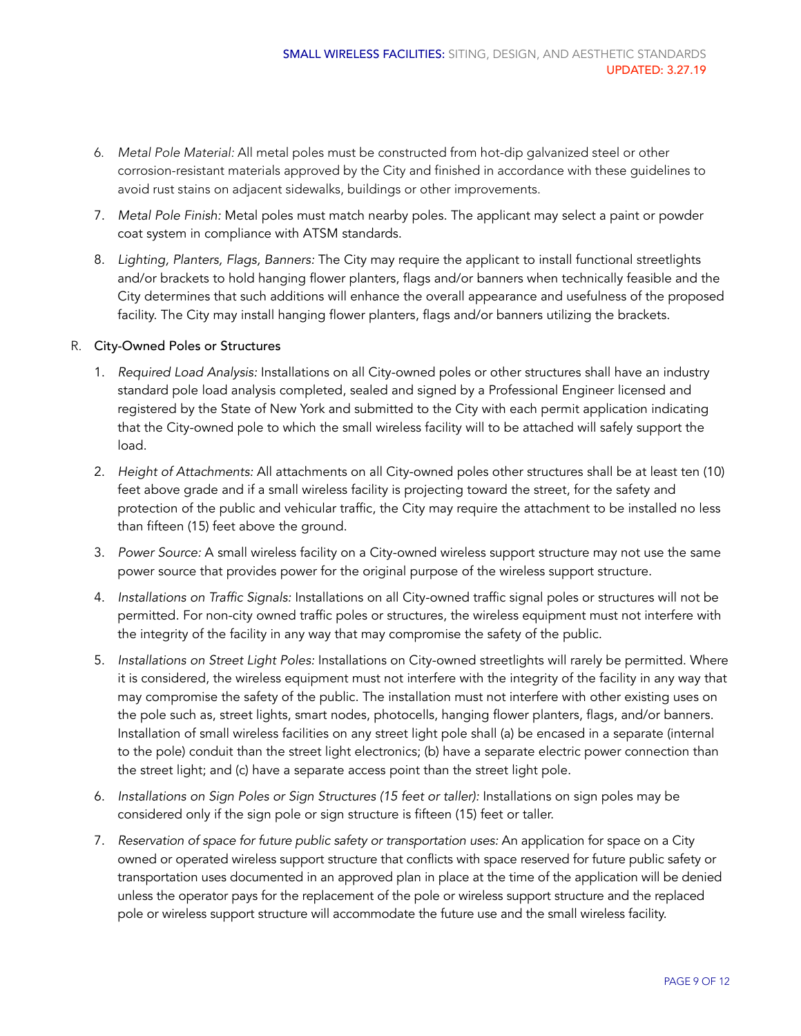6. *Metal Pole Material:* All metal poles must be constructed from hot-dip galvanized steel or other corrosion-resistant materials approved by the City and finished in accordance with these guidelines to avoid rust stains on adjacent sidewalks, buildings or other improvements.
7. *Metal Pole Finish:* Metal poles must match nearby poles. The applicant may select a paint or powder coat system in compliance with ATSM standards.
8. *Lighting, Planters, Flags, Banners:* The City may require the applicant to install functional streetlights and/or brackets to hold hanging flower planters, flags and/or banners when technically feasible and the City determines that such additions will enhance the overall appearance and usefulness of the proposed facility. The City may install hanging flower planters, flags and/or banners utilizing the brackets.

R. City-Owned Poles or Structures

1. *Required Load Analysis:* Installations on all City-owned poles or other structures shall have an industry standard pole load analysis completed, sealed and signed by a Professional Engineer licensed and registered by the State of New York and submitted to the City with each permit application indicating that the City-owned pole to which the small wireless facility will to be attached will safely support the load.
2. *Height of Attachments:* All attachments on all City-owned poles other structures shall be at least ten (10) feet above grade and if a small wireless facility is projecting toward the street, for the safety and protection of the public and vehicular traffic, the City may require the attachment to be installed no less than fifteen (15) feet above the ground.
3. *Power Source:* A small wireless facility on a City-owned wireless support structure may not use the same power source that provides power for the original purpose of the wireless support structure.
4. *Installations on Traffic Signals:* Installations on all City-owned traffic signal poles or structures will not be permitted. For non-city owned traffic poles or structures, the wireless equipment must not interfere with the integrity of the facility in any way that may compromise the safety of the public.
5. *Installations on Street Light Poles:* Installations on City-owned streetlights will rarely be permitted. Where it is considered, the wireless equipment must not interfere with the integrity of the facility in any way that may compromise the safety of the public. The installation must not interfere with other existing uses on the pole such as, street lights, smart nodes, photocells, hanging flower planters, flags, and/or banners. Installation of small wireless facilities on any street light pole shall (a) be encased in a separate (internal to the pole) conduit than the street light electronics; (b) have a separate electric power connection than the street light; and (c) have a separate access point than the street light pole.
6. *Installations on Sign Poles or Sign Structures (15 feet or taller):* Installations on sign poles may be considered only if the sign pole or sign structure is fifteen (15) feet or taller.
7. *Reservation of space for future public safety or transportation uses:* An application for space on a City owned or operated wireless support structure that conflicts with space reserved for future public safety or transportation uses documented in an approved plan in place at the time of the application will be denied unless the operator pays for the replacement of the pole or wireless support structure and the replaced pole or wireless support structure will accommodate the future use and the small wireless facility.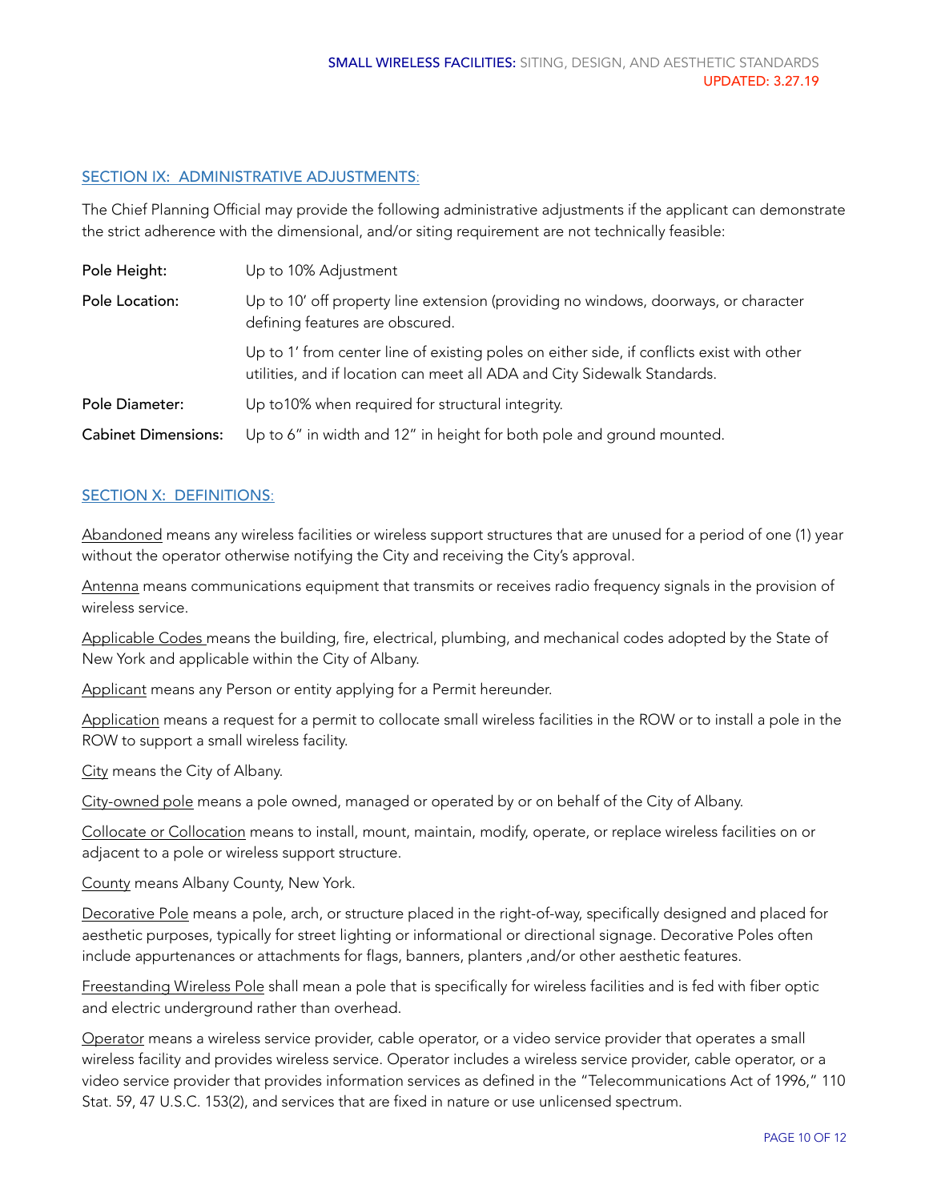## SECTION IX: ADMINISTRATIVE ADJUSTMENTS:

The Chief Planning Official may provide the following administrative adjustments if the applicant can demonstrate the strict adherence with the dimensional, and/or siting requirement are not technically feasible:

| | |
|---|---|
| **Pole Height:** | Up to 10% Adjustment |
| **Pole Location:** | Up to 10' off property line extension (providing no windows, doorways, or character defining features are obscured. |
| | Up to 1' from center line of existing poles on either side, if conflicts exist with other utilities, and if location can meet all ADA and City Sidewalk Standards. |
| **Pole Diameter:** | Up to10% when required for structural integrity. |
| **Cabinet Dimensions:** | Up to 6" in width and 12" in height for both pole and ground mounted. |

## SECTION X: DEFINITIONS:

Abandoned means any wireless facilities or wireless support structures that are unused for a period of one (1) year without the operator otherwise notifying the City and receiving the City's approval.

Antenna means communications equipment that transmits or receives radio frequency signals in the provision of wireless service.

Applicable Codes means the building, fire, electrical, plumbing, and mechanical codes adopted by the State of New York and applicable within the City of Albany.

Applicant means any Person or entity applying for a Permit hereunder.

Application means a request for a permit to collocate small wireless facilities in the ROW or to install a pole in the ROW to support a small wireless facility.

City means the City of Albany.

City-owned pole means a pole owned, managed or operated by or on behalf of the City of Albany.

Collocate or Collocation means to install, mount, maintain, modify, operate, or replace wireless facilities on or adjacent to a pole or wireless support structure.

County means Albany County, New York.

Decorative Pole means a pole, arch, or structure placed in the right-of-way, specifically designed and placed for aesthetic purposes, typically for street lighting or informational or directional signage. Decorative Poles often include appurtenances or attachments for flags, banners, planters ,and/or other aesthetic features.

Freestanding Wireless Pole shall mean a pole that is specifically for wireless facilities and is fed with fiber optic and electric underground rather than overhead.

Operator means a wireless service provider, cable operator, or a video service provider that operates a small wireless facility and provides wireless service. Operator includes a wireless service provider, cable operator, or a video service provider that provides information services as defined in the "Telecommunications Act of 1996," 110 Stat. 59, 47 U.S.C. 153(2), and services that are fixed in nature or use unlicensed spectrum.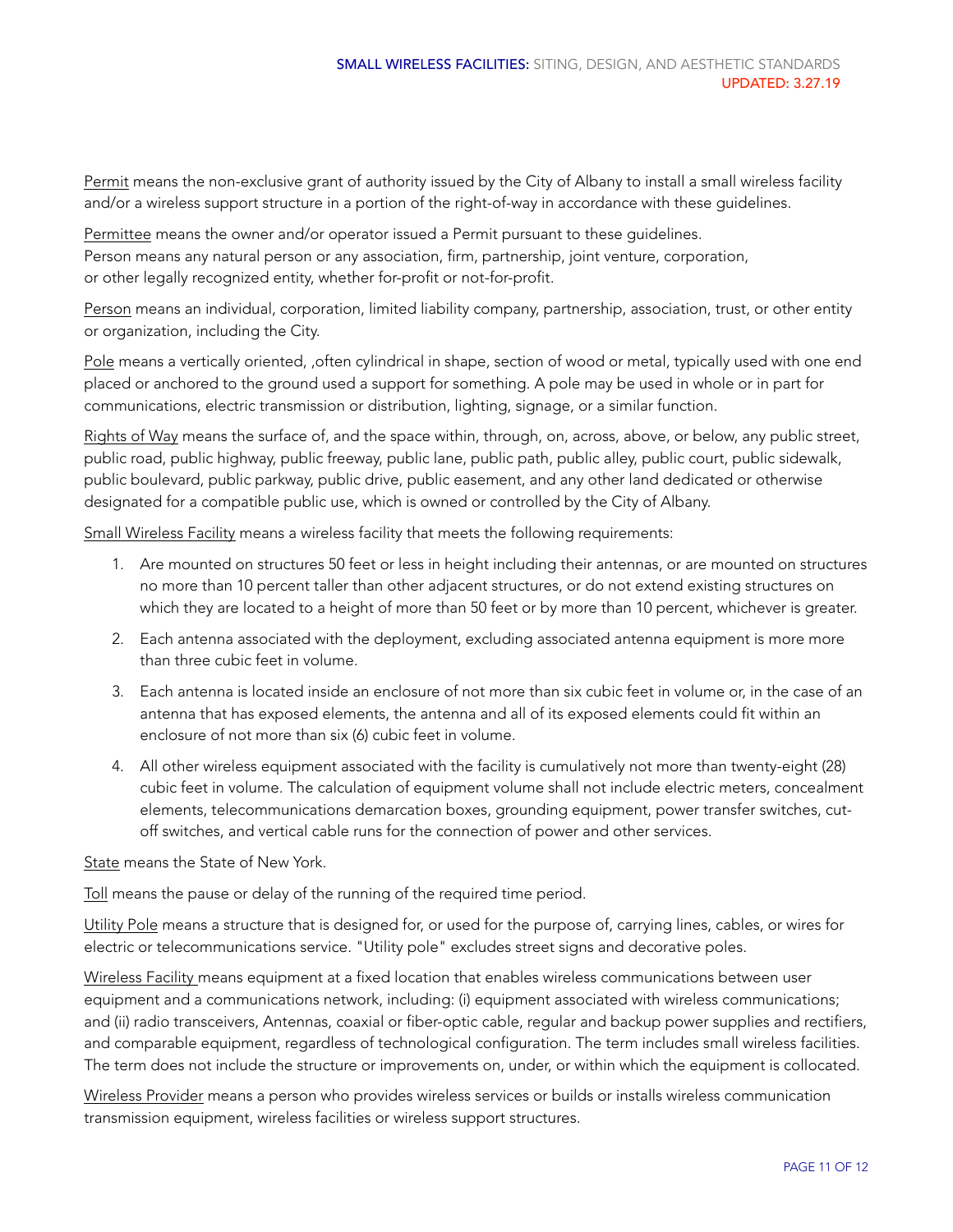Permit means the non-exclusive grant of authority issued by the City of Albany to install a small wireless facility and/or a wireless support structure in a portion of the right-of-way in accordance with these guidelines.

Permittee means the owner and/or operator issued a Permit pursuant to these guidelines.
Person means any natural person or any association, firm, partnership, joint venture, corporation, or other legally recognized entity, whether for-profit or not-for-profit.

Person means an individual, corporation, limited liability company, partnership, association, trust, or other entity or organization, including the City.

Pole means a vertically oriented, ,often cylindrical in shape, section of wood or metal, typically used with one end placed or anchored to the ground used a support for something. A pole may be used in whole or in part for communications, electric transmission or distribution, lighting, signage, or a similar function.

Rights of Way means the surface of, and the space within, through, on, across, above, or below, any public street, public road, public highway, public freeway, public lane, public path, public alley, public court, public sidewalk, public boulevard, public parkway, public drive, public easement, and any other land dedicated or otherwise designated for a compatible public use, which is owned or controlled by the City of Albany.

Small Wireless Facility means a wireless facility that meets the following requirements:

1. Are mounted on structures 50 feet or less in height including their antennas, or are mounted on structures no more than 10 percent taller than other adjacent structures, or do not extend existing structures on which they are located to a height of more than 50 feet or by more than 10 percent, whichever is greater.
2. Each antenna associated with the deployment, excluding associated antenna equipment is more more than three cubic feet in volume.
3. Each antenna is located inside an enclosure of not more than six cubic feet in volume or, in the case of an antenna that has exposed elements, the antenna and all of its exposed elements could fit within an enclosure of not more than six (6) cubic feet in volume.
4. All other wireless equipment associated with the facility is cumulatively not more than twenty-eight (28) cubic feet in volume. The calculation of equipment volume shall not include electric meters, concealment elements, telecommunications demarcation boxes, grounding equipment, power transfer switches, cut-off switches, and vertical cable runs for the connection of power and other services.

State means the State of New York.

Toll means the pause or delay of the running of the required time period.

Utility Pole means a structure that is designed for, or used for the purpose of, carrying lines, cables, or wires for electric or telecommunications service. "Utility pole" excludes street signs and decorative poles.

Wireless Facility means equipment at a fixed location that enables wireless communications between user equipment and a communications network, including: (i) equipment associated with wireless communications; and (ii) radio transceivers, Antennas, coaxial or fiber-optic cable, regular and backup power supplies and rectifiers, and comparable equipment, regardless of technological configuration. The term includes small wireless facilities. The term does not include the structure or improvements on, under, or within which the equipment is collocated.

Wireless Provider means a person who provides wireless services or builds or installs wireless communication transmission equipment, wireless facilities or wireless support structures.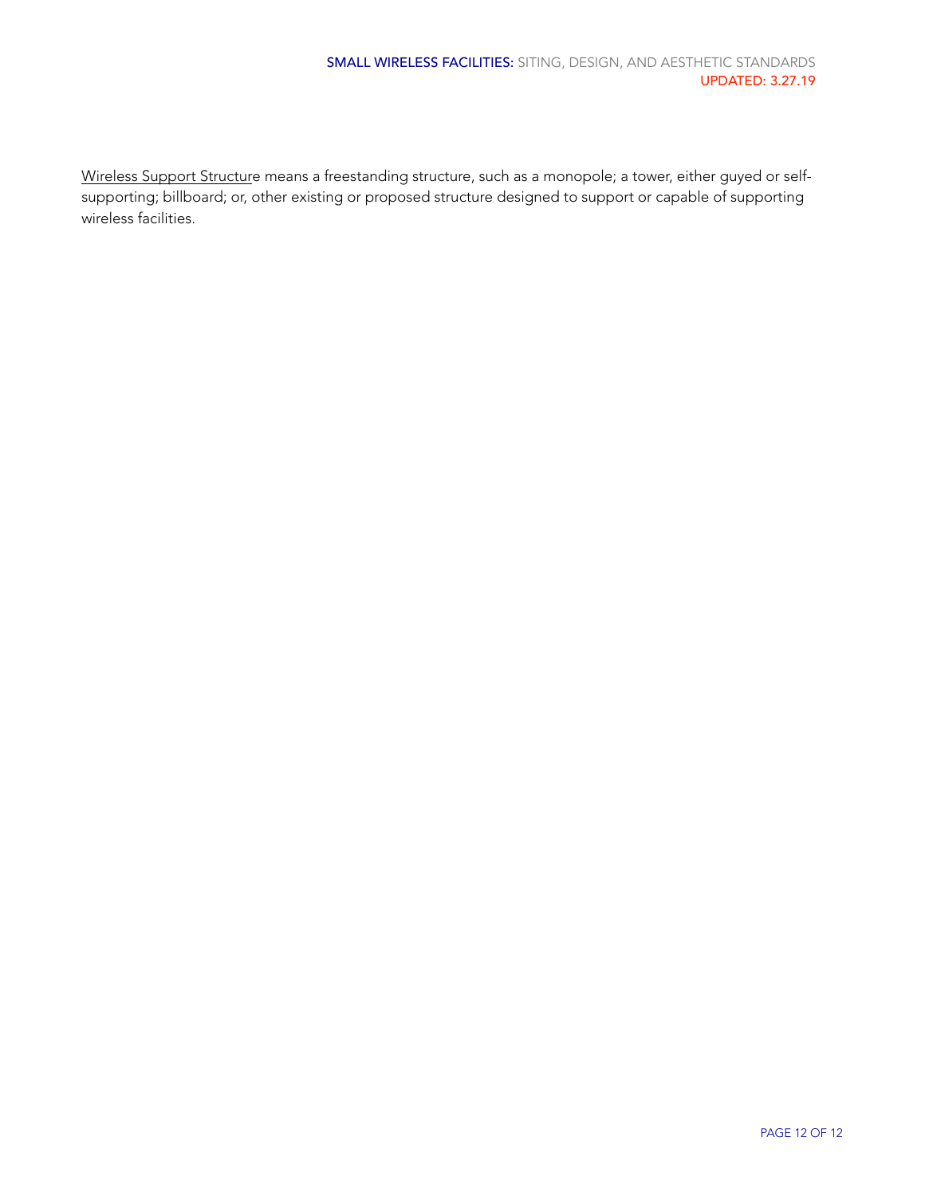Wireless Support Structure means a freestanding structure, such as a monopole; a tower, either guyed or self-supporting; billboard; or, other existing or proposed structure designed to support or capable of supporting wireless facilities.